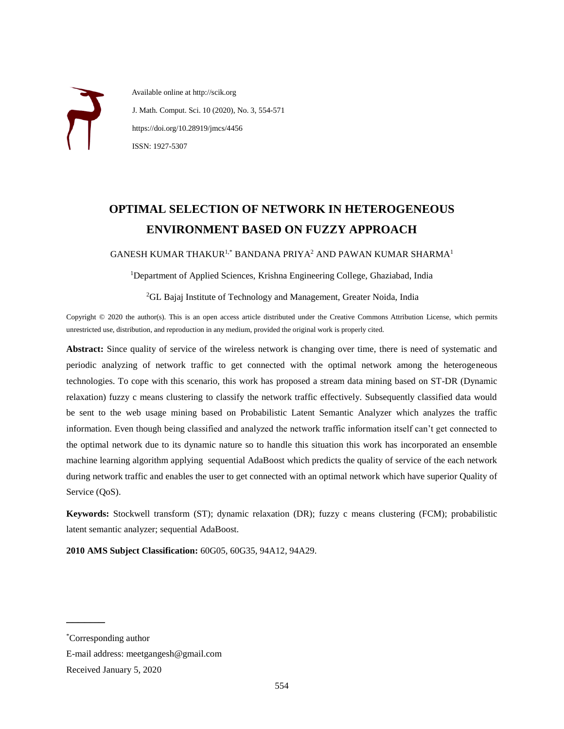Available online at http://scik.org

J. Math. Comput. Sci. 10 (2020), No. 3, 554-571

https://doi.org/10.28919/jmcs/4456

ISSN: 1927-5307

# OPTIMAL SELECTION OF NETWORK IN HETEROGENEOUS ENVIRONMENT BASED ON FUZZY APPROACH

GANESH KUMAR THAKUR[1,*] BANDANA PRIYA[2] AND PAWAN KUMAR SHARMA[1]

[1]Department of Applied Sciences, Krishna Engineering College, Ghaziabad, India

[2]GL Bajaj Institute of Technology and Management, Greater Noida, India

Copyright © 2020 the author(s). This is an open access article distributed under the Creative Commons Attribution License, which permits unrestricted use, distribution, and reproduction in any medium, provided the original work is properly cited.

**Abstract:** Since quality of service of the wireless network is changing over time, there is need of systematic and periodic analyzing of network traffic to get connected with the optimal network among the heterogeneous technologies. To cope with this scenario, this work has proposed a stream data mining based on ST-DR (Dynamic relaxation) fuzzy c means clustering to classify the network traffic effectively. Subsequently classified data would be sent to the web usage mining based on Probabilistic Latent Semantic Analyzer which analyzes the traffic information. Even though being classified and analyzed the network traffic information itself can't get connected to the optimal network due to its dynamic nature so to handle this situation this work has incorporated an ensemble machine learning algorithm applying sequential AdaBoost which predicts the quality of service of the each network during network traffic and enables the user to get connected with an optimal network which have superior Quality of Service (QoS).

**Keywords:** Stockwell transform (ST); dynamic relaxation (DR); fuzzy c means clustering (FCM); probabilistic latent semantic analyzer; sequential AdaBoost.

**2010 AMS Subject Classification:** 60G05, 60G35, 94A12, 94A29.

---

*Corresponding author

E-mail address: meetgangesh@gmail.com

Received January 5, 2020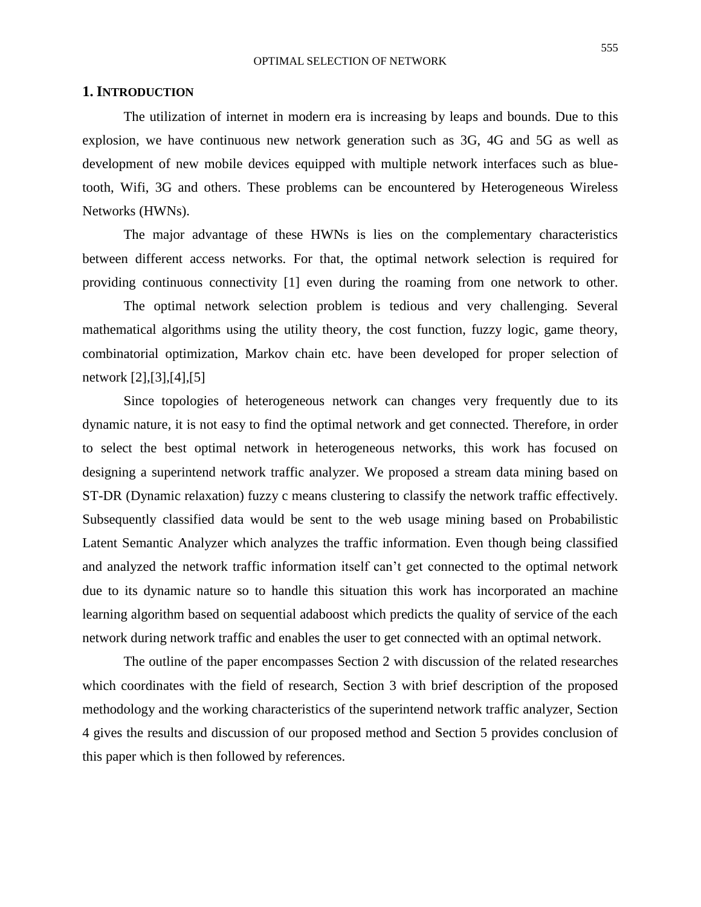## 1. INTRODUCTION

The utilization of internet in modern era is increasing by leaps and bounds. Due to this explosion, we have continuous new network generation such as 3G, 4G and 5G as well as development of new mobile devices equipped with multiple network interfaces such as bluetooth, Wifi, 3G and others. These problems can be encountered by Heterogeneous Wireless Networks (HWNs).

The major advantage of these HWNs is lies on the complementary characteristics between different access networks. For that, the optimal network selection is required for providing continuous connectivity [1] even during the roaming from one network to other.

The optimal network selection problem is tedious and very challenging. Several mathematical algorithms using the utility theory, the cost function, fuzzy logic, game theory, combinatorial optimization, Markov chain etc. have been developed for proper selection of network [2],[3],[4],[5]

Since topologies of heterogeneous network can changes very frequently due to its dynamic nature, it is not easy to find the optimal network and get connected. Therefore, in order to select the best optimal network in heterogeneous networks, this work has focused on designing a superintend network traffic analyzer. We proposed a stream data mining based on ST-DR (Dynamic relaxation) fuzzy c means clustering to classify the network traffic effectively. Subsequently classified data would be sent to the web usage mining based on Probabilistic Latent Semantic Analyzer which analyzes the traffic information. Even though being classified and analyzed the network traffic information itself can't get connected to the optimal network due to its dynamic nature so to handle this situation this work has incorporated an machine learning algorithm based on sequential adaboost which predicts the quality of service of the each network during network traffic and enables the user to get connected with an optimal network.

The outline of the paper encompasses Section 2 with discussion of the related researches which coordinates with the field of research, Section 3 with brief description of the proposed methodology and the working characteristics of the superintend network traffic analyzer, Section 4 gives the results and discussion of our proposed method and Section 5 provides conclusion of this paper which is then followed by references.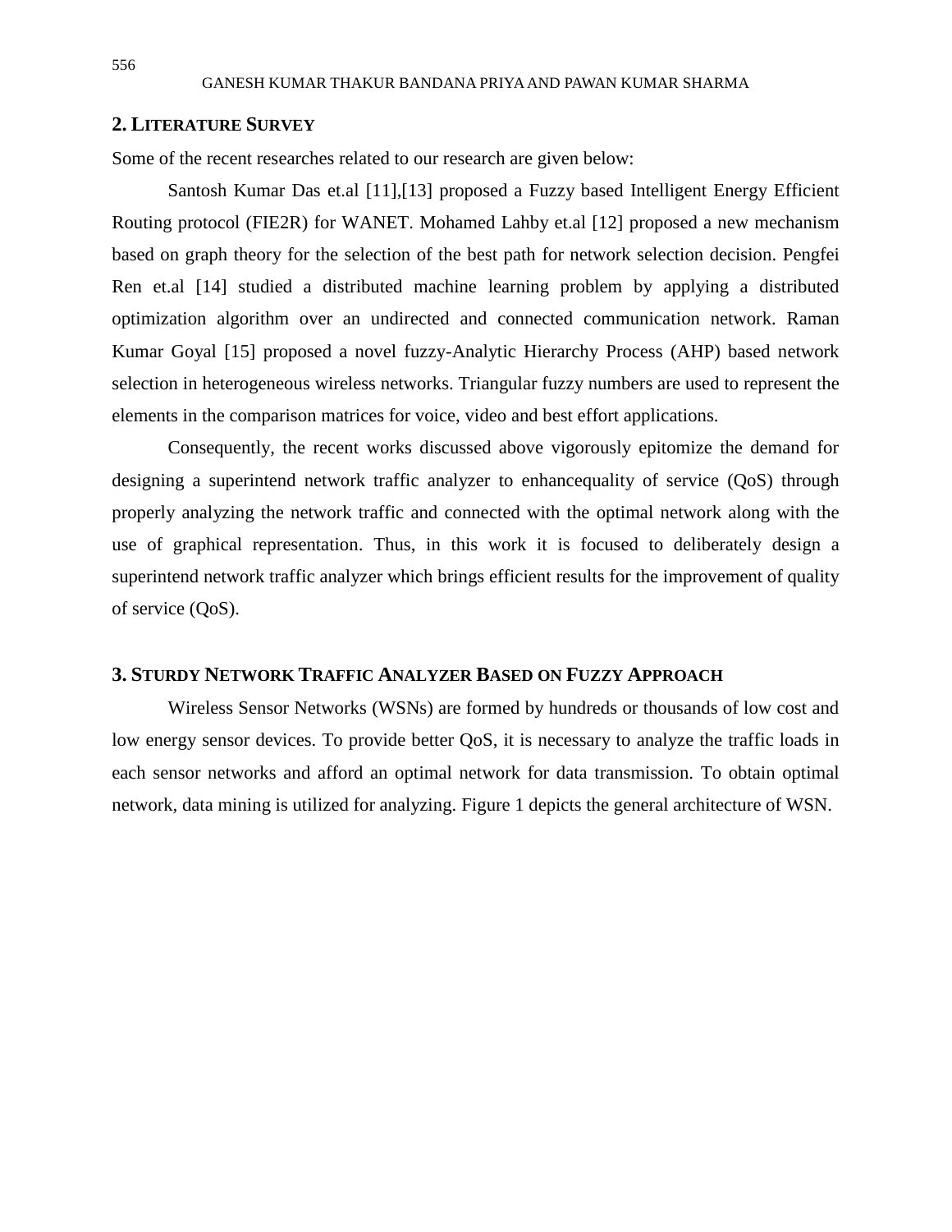## 2. LITERATURE SURVEY

Some of the recent researches related to our research are given below:

Santosh Kumar Das et.al [11],[13] proposed a Fuzzy based Intelligent Energy Efficient Routing protocol (FIE2R) for WANET. Mohamed Lahby et.al [12] proposed a new mechanism based on graph theory for the selection of the best path for network selection decision. Pengfei Ren et.al [14] studied a distributed machine learning problem by applying a distributed optimization algorithm over an undirected and connected communication network. Raman Kumar Goyal [15] proposed a novel fuzzy-Analytic Hierarchy Process (AHP) based network selection in heterogeneous wireless networks. Triangular fuzzy numbers are used to represent the elements in the comparison matrices for voice, video and best effort applications.

Consequently, the recent works discussed above vigorously epitomize the demand for designing a superintend network traffic analyzer to enhancequality of service (QoS) through properly analyzing the network traffic and connected with the optimal network along with the use of graphical representation. Thus, in this work it is focused to deliberately design a superintend network traffic analyzer which brings efficient results for the improvement of quality of service (QoS).

## 3. STURDY NETWORK TRAFFIC ANALYZER BASED ON FUZZY APPROACH

Wireless Sensor Networks (WSNs) are formed by hundreds or thousands of low cost and low energy sensor devices. To provide better QoS, it is necessary to analyze the traffic loads in each sensor networks and afford an optimal network for data transmission. To obtain optimal network, data mining is utilized for analyzing. Figure 1 depicts the general architecture of WSN.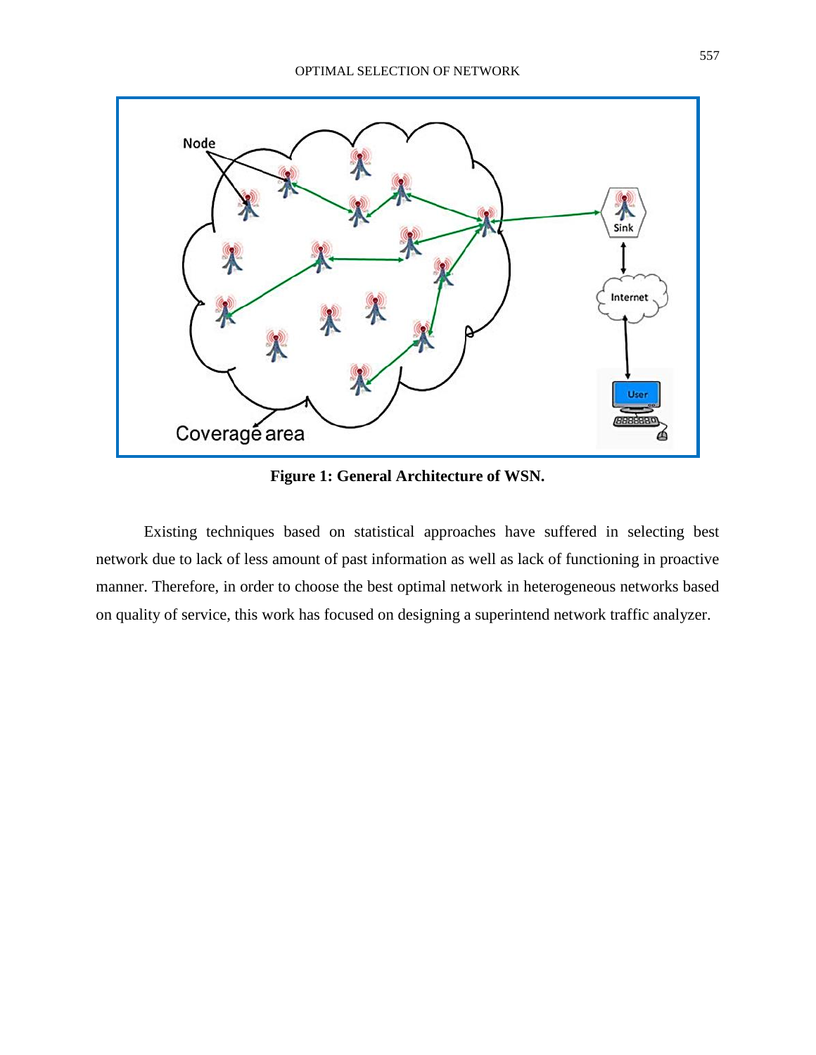**Figure 1: General Architecture of WSN.**

Existing techniques based on statistical approaches have suffered in selecting best network due to lack of less amount of past information as well as lack of functioning in proactive manner. Therefore, in order to choose the best optimal network in heterogeneous networks based on quality of service, this work has focused on designing a superintend network traffic analyzer.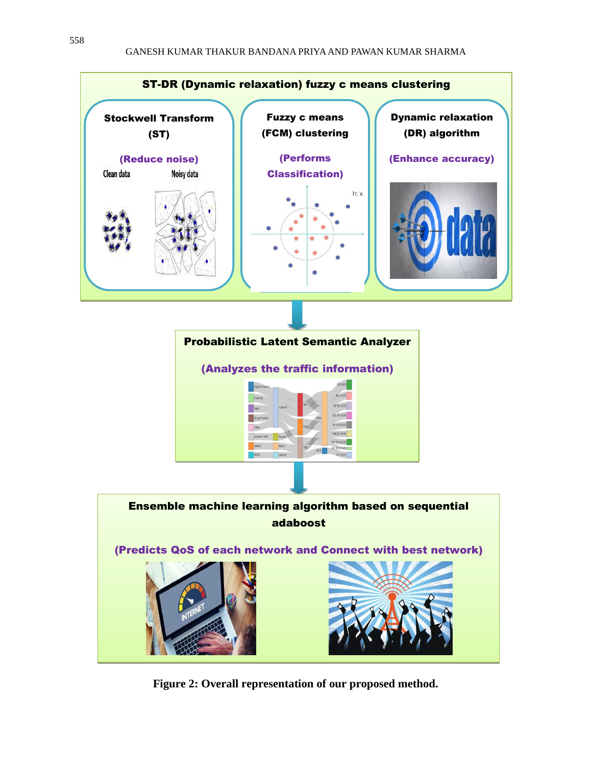**ST-DR (Dynamic relaxation) fuzzy c means clustering**

**Stockwell Transform (ST)**
(Reduce noise)
Clean data | Noisy data

**Fuzzy c means (FCM) clustering**
(Performs Classification)

**Dynamic relaxation (DR) algorithm**
(Enhance accuracy)

↓

**Probabilistic Latent Semantic Analyzer**
(Analyzes the traffic information)

↓

**Ensemble machine learning algorithm based on sequential adaboost**
(Predicts QoS of each network and Connect with best network)

**Figure 2: Overall representation of our proposed method.**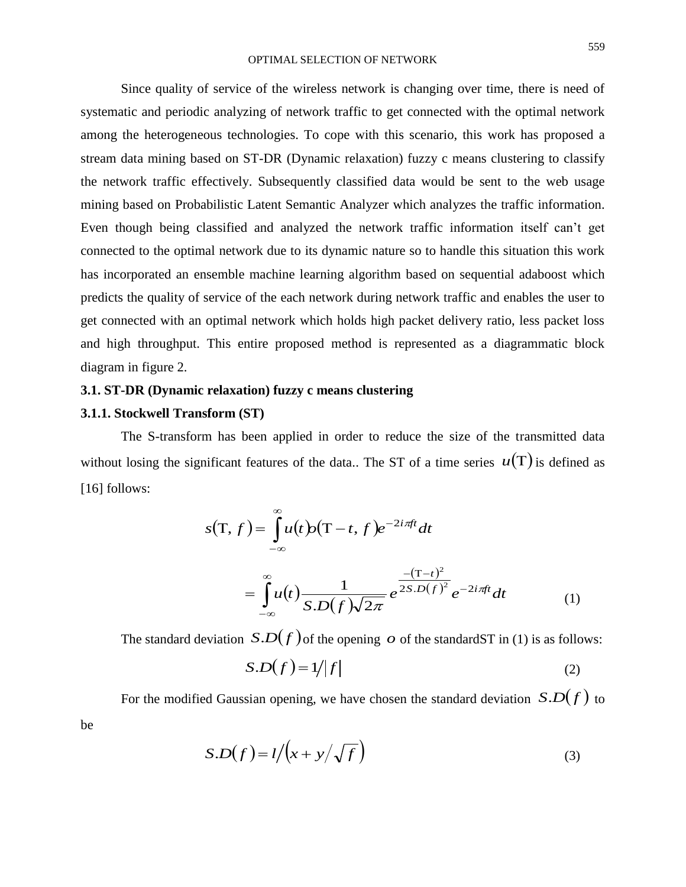Since quality of service of the wireless network is changing over time, there is need of systematic and periodic analyzing of network traffic to get connected with the optimal network among the heterogeneous technologies. To cope with this scenario, this work has proposed a stream data mining based on ST-DR (Dynamic relaxation) fuzzy c means clustering to classify the network traffic effectively. Subsequently classified data would be sent to the web usage mining based on Probabilistic Latent Semantic Analyzer which analyzes the traffic information. Even though being classified and analyzed the network traffic information itself can't get connected to the optimal network due to its dynamic nature so to handle this situation this work has incorporated an ensemble machine learning algorithm based on sequential adaboost which predicts the quality of service of the each network during network traffic and enables the user to get connected with an optimal network which holds high packet delivery ratio, less packet loss and high throughput. This entire proposed method is represented as a diagrammatic block diagram in figure 2.

### 3.1. ST-DR (Dynamic relaxation) fuzzy c means clustering

#### 3.1.1. Stockwell Transform (ST)

The S-transform has been applied in order to reduce the size of the transmitted data without losing the significant features of the data.. The ST of a time series $u(\mathrm{T})$ is defined as [16] follows:

$$s(\mathrm{T}, f) = \int_{-\infty}^{\infty} u(t) o(\mathrm{T} - t, f) e^{-2i\pi ft} dt$$

$$= \int_{-\infty}^{\infty} u(t) \frac{1}{S.D(f)\sqrt{2\pi}} e^{\frac{-(\mathrm{T}-t)^2}{2S.D(f)^2}} e^{-2i\pi ft} dt \tag{1}$$

The standard deviation $S.D(f)$ of the opening $o$ of the standardST in (1) is as follows:

$$S.D(f) = 1/|f| \tag{2}$$

For the modified Gaussian opening, we have chosen the standard deviation $S.D(f)$ to be

$$S.D(f) = l/\left(x + y/\sqrt{f}\right) \tag{3}$$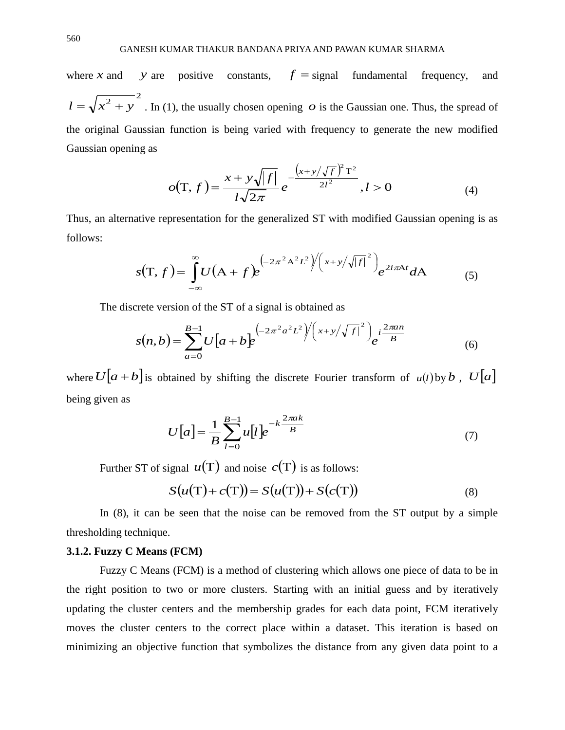where $x$ and $y$ are positive constants, $f =$ signal fundamental frequency, and $l = \sqrt{x^2 + y}^{\,2}$. In (1), the usually chosen opening $o$ is the Gaussian one. Thus, the spread of the original Gaussian function is being varied with frequency to generate the new modified Gaussian opening as

$$o(\mathrm{T},\, f) = \frac{x + y\sqrt{|f|}}{l\sqrt{2\pi}} e^{-\frac{\left(x+y/\sqrt{f}\right)^2 \mathrm{T}^2}{2l^2}},\, l > 0 \tag{4}$$

Thus, an alternative representation for the generalized ST with modified Gaussian opening is as follows:

$$s(\mathrm{T},\, f) = \int_{-\infty}^{\infty} U(\mathrm{A} + f) e^{\left(-2\pi^2 \mathrm{A}^2 L^2\right) \Big/ \left(x + y/\sqrt{|f|}^{\,2}\right)} e^{2i\pi \mathrm{A} t} d\mathrm{A} \tag{5}$$

The discrete version of the ST of a signal is obtained as

$$s(n, b) = \sum_{a=0}^{B-1} U[a + b] e^{\left(-2\pi^2 a^2 L^2\right) \Big/ \left(x + y/\sqrt{|f|}^{\,2}\right)} e^{i\frac{2\pi a n}{B}} \tag{6}$$

where $U[a+b]$ is obtained by shifting the discrete Fourier transform of $u(l)$ by $b$, $U[a]$ being given as

$$U[a] = \frac{1}{B} \sum_{l=0}^{B-1} u[l] e^{-k\frac{2\pi a k}{B}} \tag{7}$$

Further ST of signal $u(\mathrm{T})$ and noise $c(\mathrm{T})$ is as follows:

$$S(u(\mathrm{T}) + c(\mathrm{T})) = S(u(\mathrm{T})) + S(c(\mathrm{T})) \tag{8}$$

In (8), it can be seen that the noise can be removed from the ST output by a simple thresholding technique.

**3.1.2. Fuzzy C Means (FCM)**

Fuzzy C Means (FCM) is a method of clustering which allows one piece of data to be in the right position to two or more clusters. Starting with an initial guess and by iteratively updating the cluster centers and the membership grades for each data point, FCM iteratively moves the cluster centers to the correct place within a dataset. This iteration is based on minimizing an objective function that symbolizes the distance from any given data point to a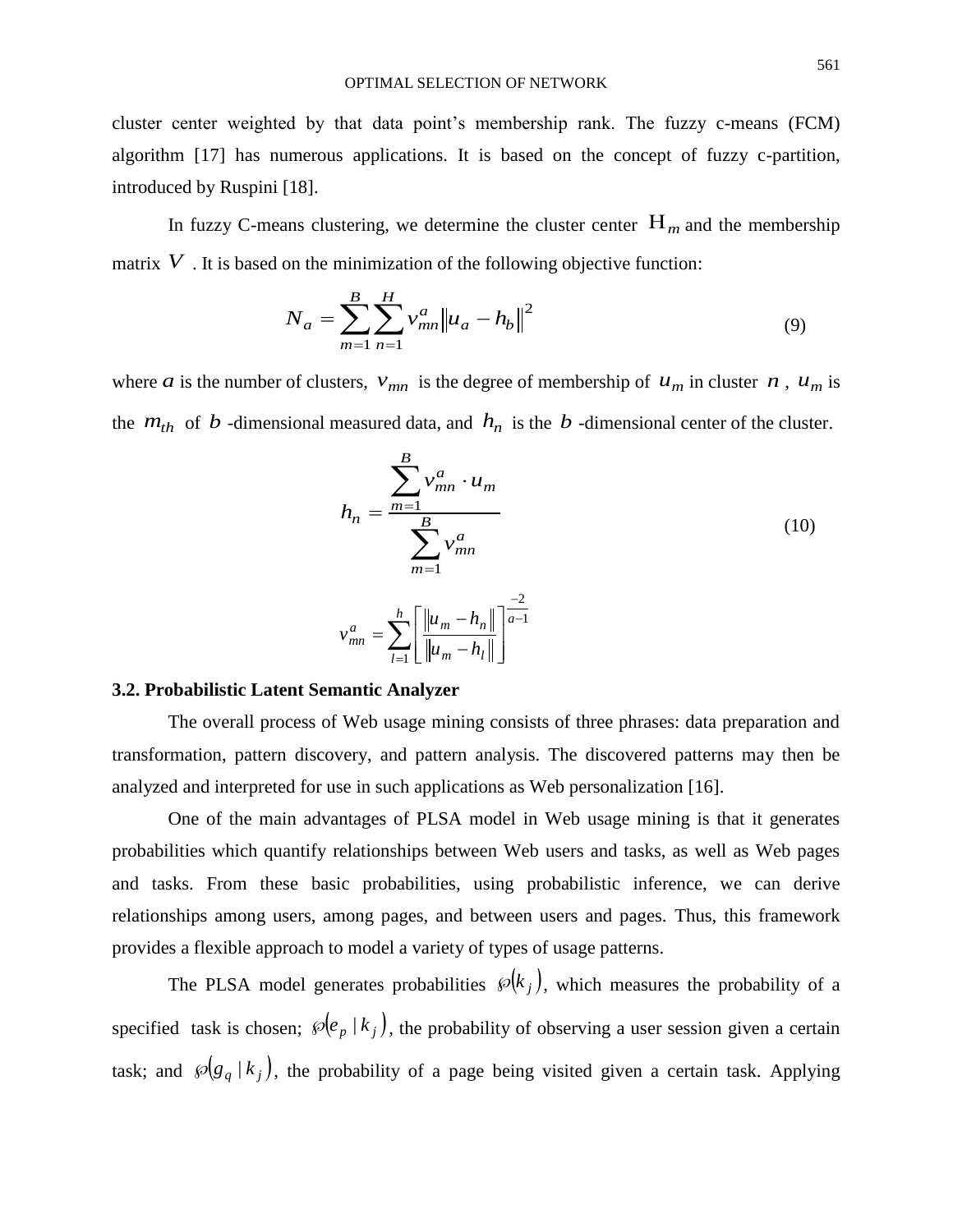cluster center weighted by that data point's membership rank. The fuzzy c-means (FCM) algorithm [17] has numerous applications. It is based on the concept of fuzzy c-partition, introduced by Ruspini [18].

In fuzzy C-means clustering, we determine the cluster center $\mathrm{H}_m$ and the membership matrix $V$. It is based on the minimization of the following objective function:

$$N_a = \sum_{m=1}^{B} \sum_{n=1}^{H} v_{mn}^{a} \left\| u_a - h_b \right\|^2 \tag{9}$$

where $a$ is the number of clusters, $v_{mn}$ is the degree of membership of $u_m$ in cluster $n$, $u_m$ is the $m_{th}$ of $b$-dimensional measured data, and $h_n$ is the $b$-dimensional center of the cluster.

$$h_n = \frac{\sum_{m=1}^{B} v_{mn}^{a} \cdot u_m}{\sum_{m=1}^{B} v_{mn}^{a}} \tag{10}$$

$$v_{mn}^{a} = \sum_{l=1}^{h} \left[ \frac{\left\| u_m - h_n \right\|}{\left\| u_m - h_l \right\|} \right]^{\frac{-2}{a-1}}$$

### 3.2. Probabilistic Latent Semantic Analyzer

The overall process of Web usage mining consists of three phrases: data preparation and transformation, pattern discovery, and pattern analysis. The discovered patterns may then be analyzed and interpreted for use in such applications as Web personalization [16].

One of the main advantages of PLSA model in Web usage mining is that it generates probabilities which quantify relationships between Web users and tasks, as well as Web pages and tasks. From these basic probabilities, using probabilistic inference, we can derive relationships among users, among pages, and between users and pages. Thus, this framework provides a flexible approach to model a variety of types of usage patterns.

The PLSA model generates probabilities $\wp(k_j)$, which measures the probability of a specified task is chosen; $\wp(e_p \mid k_j)$, the probability of observing a user session given a certain task; and $\wp(g_q \mid k_j)$, the probability of a page being visited given a certain task. Applying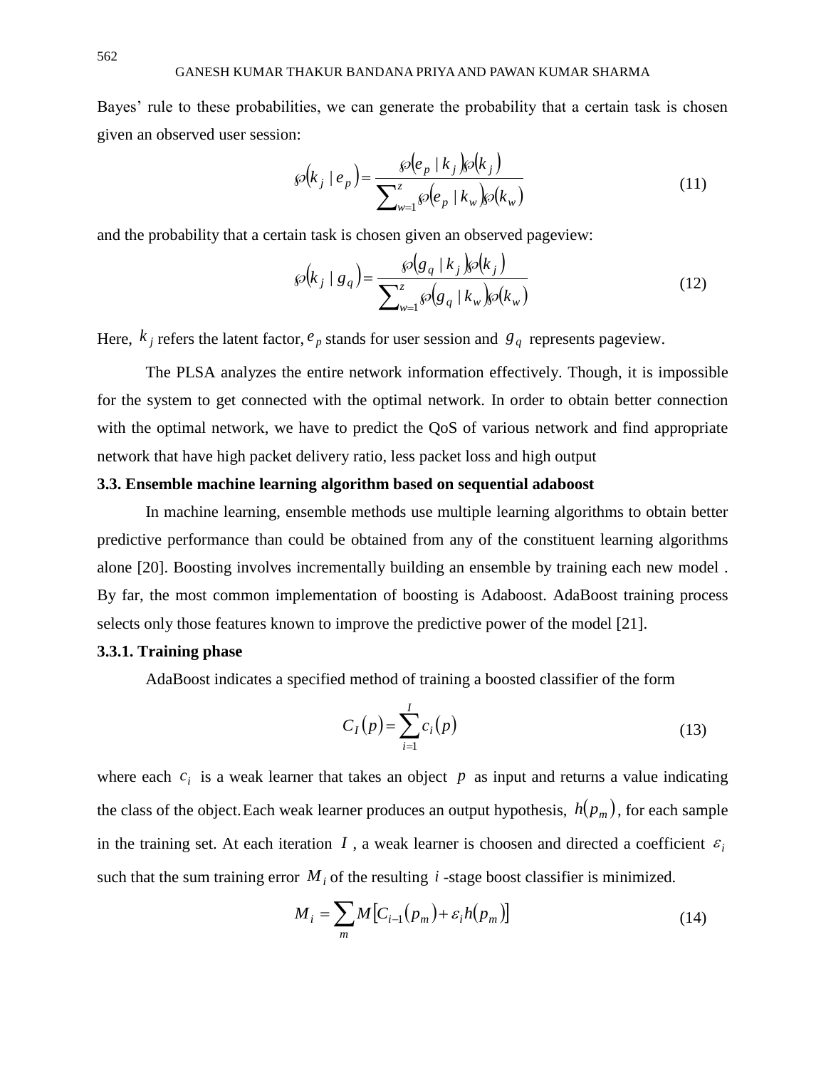Bayes' rule to these probabilities, we can generate the probability that a certain task is chosen given an observed user session:

$$\wp(k_j \mid e_p) = \frac{\wp(e_p \mid k_j)\wp(k_j)}{\sum_{w=1}^{z} \wp(e_p \mid k_w)\wp(k_w)} \tag{11}$$

and the probability that a certain task is chosen given an observed pageview:

$$\wp(k_j \mid g_q) = \frac{\wp(g_q \mid k_j)\wp(k_j)}{\sum_{w=1}^{z} \wp(g_q \mid k_w)\wp(k_w)} \tag{12}$$

Here, $k_j$ refers the latent factor, $e_p$ stands for user session and $g_q$ represents pageview.

The PLSA analyzes the entire network information effectively. Though, it is impossible for the system to get connected with the optimal network. In order to obtain better connection with the optimal network, we have to predict the QoS of various network and find appropriate network that have high packet delivery ratio, less packet loss and high output

### 3.3. Ensemble machine learning algorithm based on sequential adaboost

In machine learning, ensemble methods use multiple learning algorithms to obtain better predictive performance than could be obtained from any of the constituent learning algorithms alone [20]. Boosting involves incrementally building an ensemble by training each new model . By far, the most common implementation of boosting is Adaboost. AdaBoost training process selects only those features known to improve the predictive power of the model [21].

#### 3.3.1. Training phase

AdaBoost indicates a specified method of training a boosted classifier of the form

$$C_I(p) = \sum_{i=1}^{I} c_i(p) \tag{13}$$

where each $c_i$ is a weak learner that takes an object $p$ as input and returns a value indicating the class of the object.Each weak learner produces an output hypothesis, $h(p_m)$, for each sample in the training set. At each iteration $I$, a weak learner is choosen and directed a coefficient $\varepsilon_i$ such that the sum training error $M_i$ of the resulting $i$-stage boost classifier is minimized.

$$M_i = \sum_m M[C_{i-1}(p_m) + \varepsilon_i h(p_m)] \tag{14}$$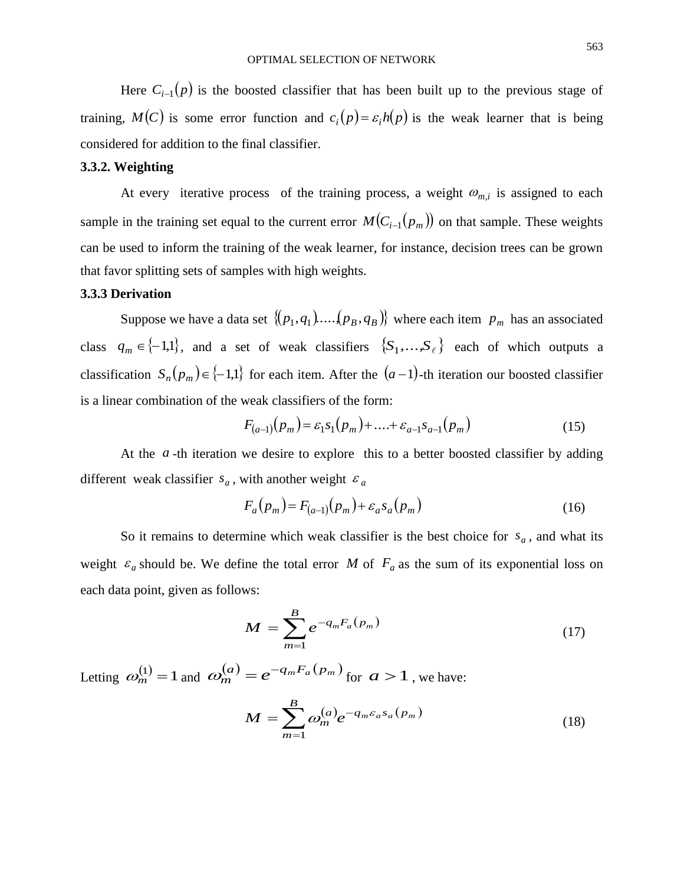Here $C_{i-1}(p)$ is the boosted classifier that has been built up to the previous stage of training, $M(C)$ is some error function and $c_i(p) = \varepsilon_i h(p)$ is the weak learner that is being considered for addition to the final classifier.

### 3.3.2. Weighting

At every iterative process of the training process, a weight $\omega_{m,i}$ is assigned to each sample in the training set equal to the current error $M(C_{i-1}(p_m))$ on that sample. These weights can be used to inform the training of the weak learner, for instance, decision trees can be grown that favor splitting sets of samples with high weights.

### 3.3.3 Derivation

Suppose we have a data set $\{(p_1, q_1), \ldots, (p_B, q_B)\}$ where each item $p_m$ has an associated class $q_m \in \{-1,1\}$, and a set of weak classifiers $\{S_1, \ldots, S_\ell\}$ each of which outputs a classification $S_n(p_m) \in \{-1,1\}$ for each item. After the $(a-1)$-th iteration our boosted classifier is a linear combination of the weak classifiers of the form:

$$F_{(a-1)}(p_m) = \varepsilon_1 s_1(p_m) + \ldots + \varepsilon_{a-1} s_{a-1}(p_m) \tag{15}$$

At the $a$-th iteration we desire to explore this to a better boosted classifier by adding different weak classifier $s_a$, with another weight $\varepsilon_a$

$$F_a(p_m) = F_{(a-1)}(p_m) + \varepsilon_a s_a(p_m) \tag{16}$$

So it remains to determine which weak classifier is the best choice for $s_a$, and what its weight $\varepsilon_a$ should be. We define the total error $M$ of $F_a$ as the sum of its exponential loss on each data point, given as follows:

$$M = \sum_{m=1}^{B} e^{-q_m F_a(p_m)} \tag{17}$$

Letting $\omega_m^{(1)} = 1$ and $\omega_m^{(a)} = e^{-q_m F_a(p_m)}$ for $a > 1$, we have:

$$M = \sum_{m=1}^{B} \omega_m^{(a)} e^{-q_m \varepsilon_a s_a(p_m)} \tag{18}$$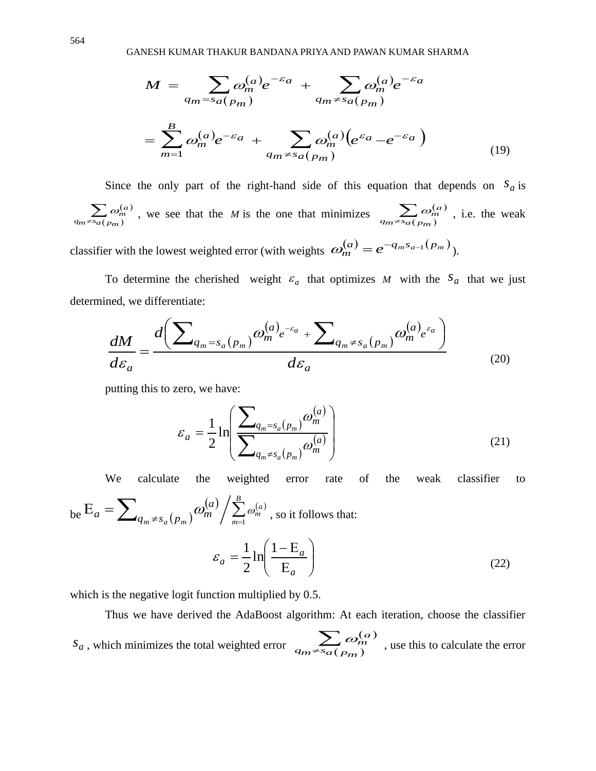$$M = \sum_{q_m = s_a(p_m)} \omega_m^{(a)} e^{-\varepsilon_a} + \sum_{q_m \neq s_a(p_m)} \omega_m^{(a)} e^{-\varepsilon_a}$$

$$= \sum_{m=1}^{B} \omega_m^{(a)} e^{-\varepsilon_a} + \sum_{q_m \neq s_a(p_m)} \omega_m^{(a)} \left( e^{\varepsilon_a} - e^{-\varepsilon_a} \right) \tag{19}$$

Since the only part of the right-hand side of this equation that depends on $s_a$ is $\sum_{q_m \neq s_a(p_m)} \omega_m^{(a)}$, we see that the $M$ is the one that minimizes $\sum_{q_m \neq s_a(p_m)} \omega_m^{(a)}$, i.e. the weak classifier with the lowest weighted error (with weights $\omega_m^{(a)} = e^{-q_m s_{a-1}(p_m)}$).

To determine the cherished weight $\varepsilon_a$ that optimizes $M$ with the $s_a$ that we just determined, we differentiate:

$$\frac{dM}{d\varepsilon_a} = \frac{d\left( \sum_{q_m = s_a(p_m)} \omega_m^{(a)} e^{-\varepsilon_a} + \sum_{q_m \neq s_a(p_m)} \omega_m^{(a)} e^{\varepsilon_a} \right)}{d\varepsilon_a} \tag{20}$$

putting this to zero, we have:

$$\varepsilon_a = \frac{1}{2} \ln \left( \frac{\sum_{q_m = s_a(p_m)} \omega_m^{(a)}}{\sum_{q_m \neq s_a(p_m)} \omega_m^{(a)}} \right) \tag{21}$$

We calculate the weighted error rate of the weak classifier to be $\mathrm{E}_a = \sum_{q_m \neq s_a(p_m)} \omega_m^{(a)} \Big/ \sum_{m=1}^{B} \omega_m^{(a)}$, so it follows that:

$$\varepsilon_a = \frac{1}{2} \ln \left( \frac{1 - \mathrm{E}_a}{\mathrm{E}_a} \right) \tag{22}$$

which is the negative logit function multiplied by 0.5.

Thus we have derived the AdaBoost algorithm: At each iteration, choose the classifier $s_a$, which minimizes the total weighted error $\sum_{q_m \neq s_a(p_m)} \omega_m^{(a)}$, use this to calculate the error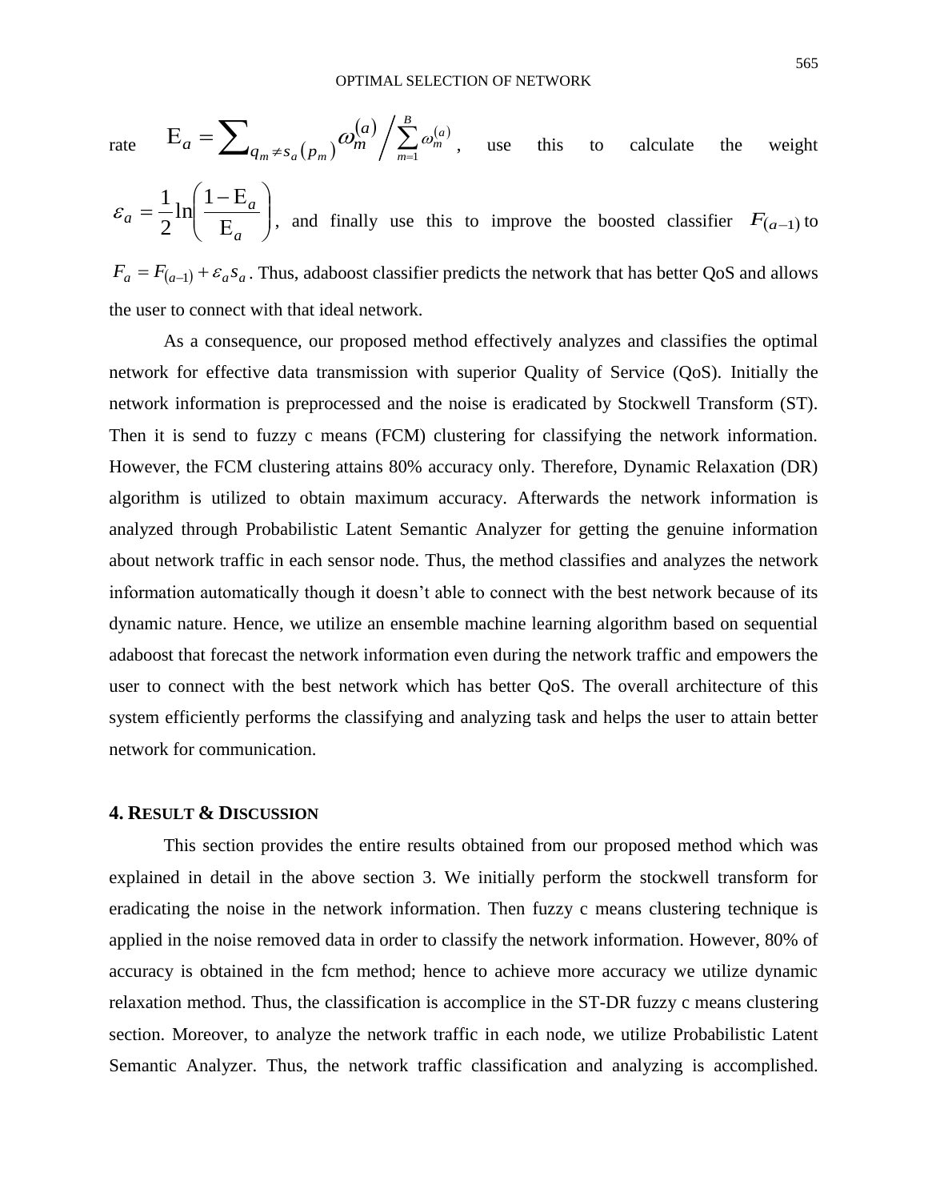rate $\mathrm{E}_a = \sum_{q_m \neq s_a(p_m)} \omega_m^{(a)} \Big/ \sum_{m=1}^{B} \omega_m^{(a)}$, use this to calculate the weight $\varepsilon_a = \frac{1}{2}\ln\left(\frac{1-\mathrm{E}_a}{\mathrm{E}_a}\right)$, and finally use this to improve the boosted classifier $F_{(a-1)}$ to $F_a = F_{(a-1)} + \varepsilon_a s_a$. Thus, adaboost classifier predicts the network that has better QoS and allows the user to connect with that ideal network.

As a consequence, our proposed method effectively analyzes and classifies the optimal network for effective data transmission with superior Quality of Service (QoS). Initially the network information is preprocessed and the noise is eradicated by Stockwell Transform (ST). Then it is send to fuzzy c means (FCM) clustering for classifying the network information. However, the FCM clustering attains 80% accuracy only. Therefore, Dynamic Relaxation (DR) algorithm is utilized to obtain maximum accuracy. Afterwards the network information is analyzed through Probabilistic Latent Semantic Analyzer for getting the genuine information about network traffic in each sensor node. Thus, the method classifies and analyzes the network information automatically though it doesn't able to connect with the best network because of its dynamic nature. Hence, we utilize an ensemble machine learning algorithm based on sequential adaboost that forecast the network information even during the network traffic and empowers the user to connect with the best network which has better QoS. The overall architecture of this system efficiently performs the classifying and analyzing task and helps the user to attain better network for communication.

## 4. Result & Discussion

This section provides the entire results obtained from our proposed method which was explained in detail in the above section 3. We initially perform the stockwell transform for eradicating the noise in the network information. Then fuzzy c means clustering technique is applied in the noise removed data in order to classify the network information. However, 80% of accuracy is obtained in the fcm method; hence to achieve more accuracy we utilize dynamic relaxation method. Thus, the classification is accomplice in the ST-DR fuzzy c means clustering section. Moreover, to analyze the network traffic in each node, we utilize Probabilistic Latent Semantic Analyzer. Thus, the network traffic classification and analyzing is accomplished.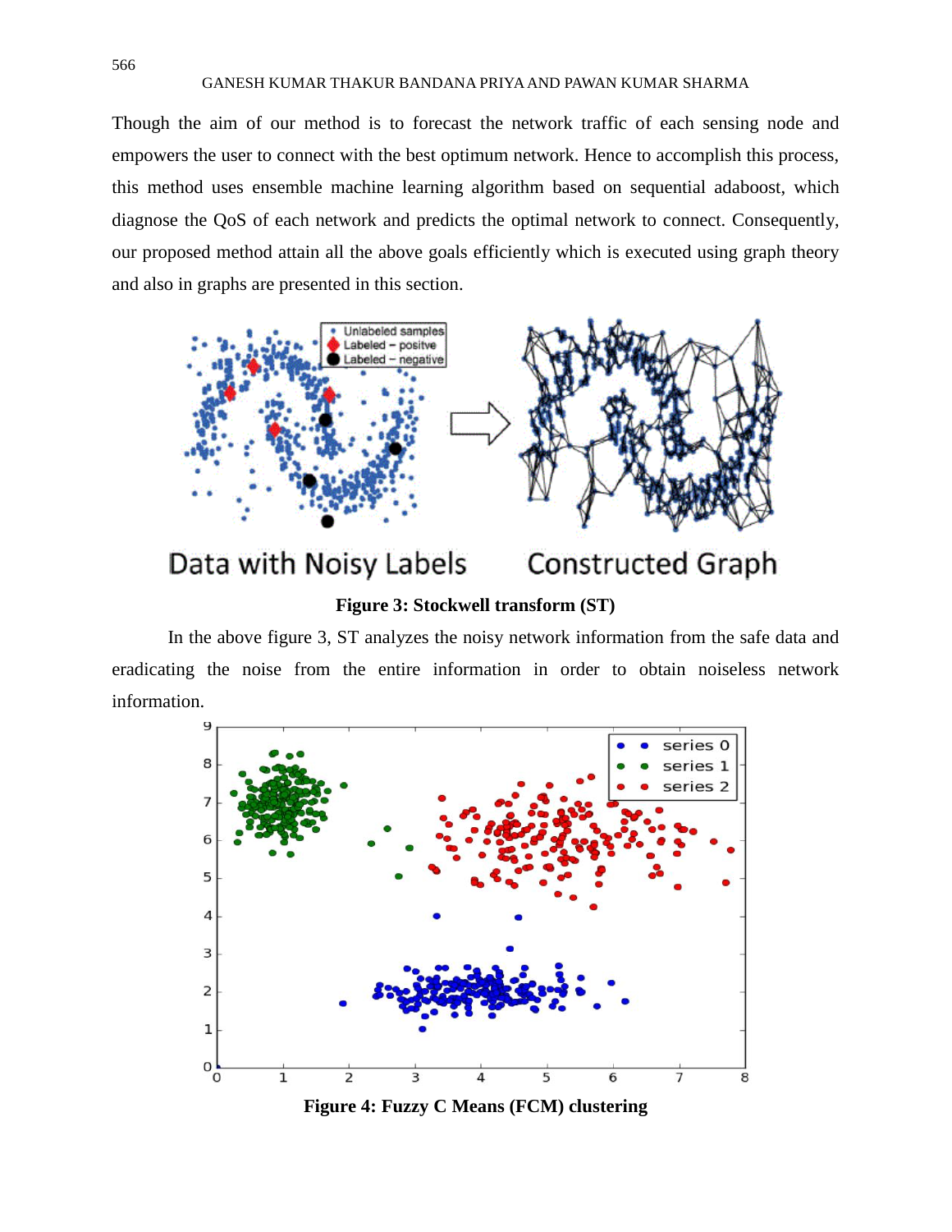Though the aim of our method is to forecast the network traffic of each sensing node and empowers the user to connect with the best optimum network. Hence to accomplish this process, this method uses ensemble machine learning algorithm based on sequential adaboost, which diagnose the QoS of each network and predicts the optimal network to connect. Consequently, our proposed method attain all the above goals efficiently which is executed using graph theory and also in graphs are presented in this section.

**Figure 3: Stockwell transform (ST)**

In the above figure 3, ST analyzes the noisy network information from the safe data and eradicating the noise from the entire information in order to obtain noiseless network information.

**Figure 4: Fuzzy C Means (FCM) clustering**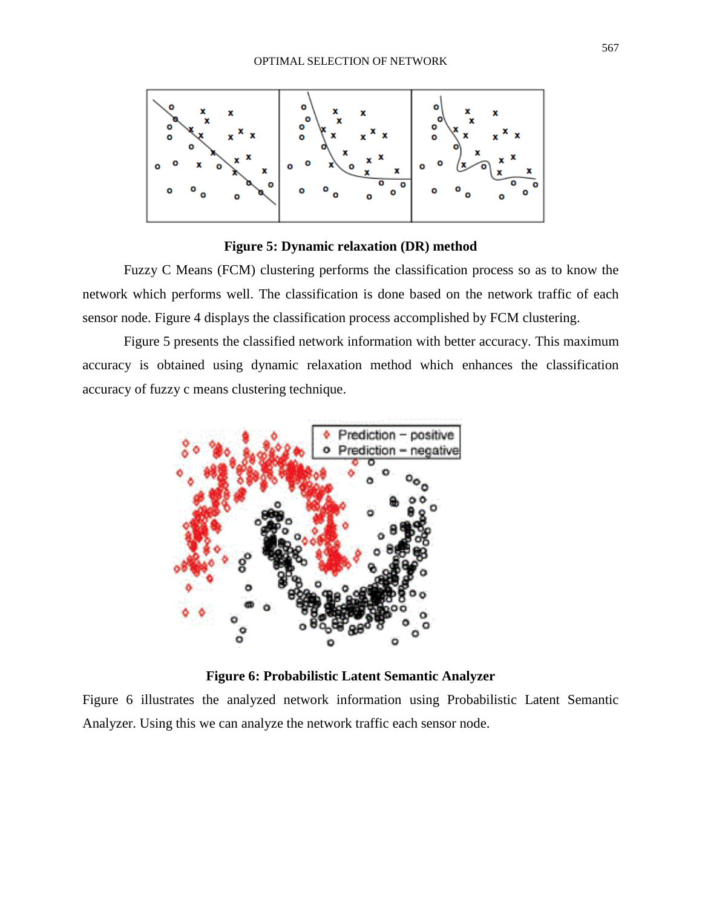**Figure 5: Dynamic relaxation (DR) method**

Fuzzy C Means (FCM) clustering performs the classification process so as to know the network which performs well. The classification is done based on the network traffic of each sensor node. Figure 4 displays the classification process accomplished by FCM clustering.

Figure 5 presents the classified network information with better accuracy. This maximum accuracy is obtained using dynamic relaxation method which enhances the classification accuracy of fuzzy c means clustering technique.

**Figure 6: Probabilistic Latent Semantic Analyzer**

Figure 6 illustrates the analyzed network information using Probabilistic Latent Semantic Analyzer. Using this we can analyze the network traffic each sensor node.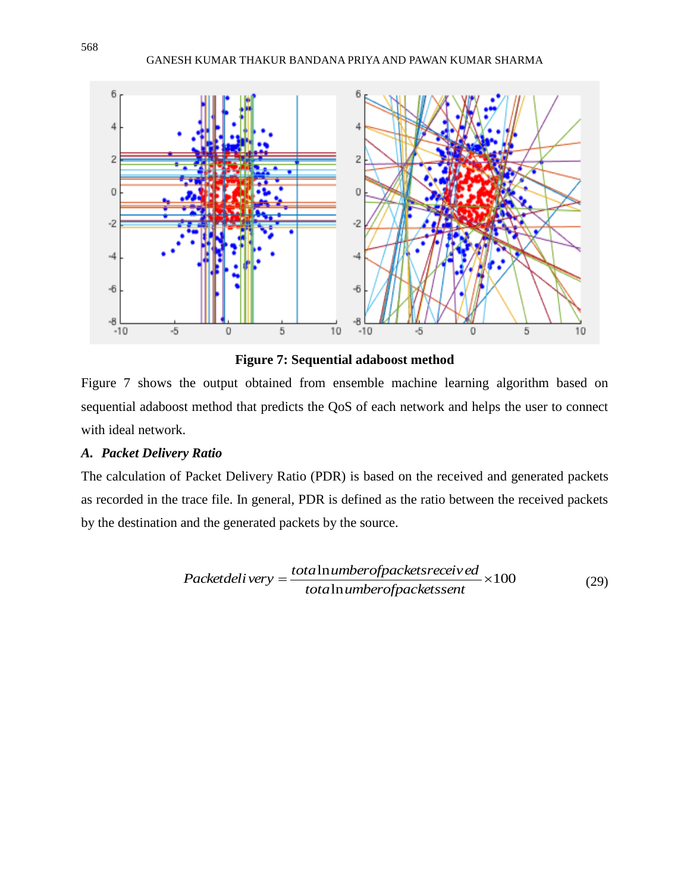**Figure 7: Sequential adaboost method**

Figure 7 shows the output obtained from ensemble machine learning algorithm based on sequential adaboost method that predicts the QoS of each network and helps the user to connect with ideal network.

### *A. Packet Delivery Ratio*

The calculation of Packet Delivery Ratio (PDR) is based on the received and generated packets as recorded in the trace file. In general, PDR is defined as the ratio between the received packets by the destination and the generated packets by the source.

$$Packetdelivery = \frac{totalnumberofpacketsreceived}{totalnumberofpacketssent} \times 100 \tag{29}$$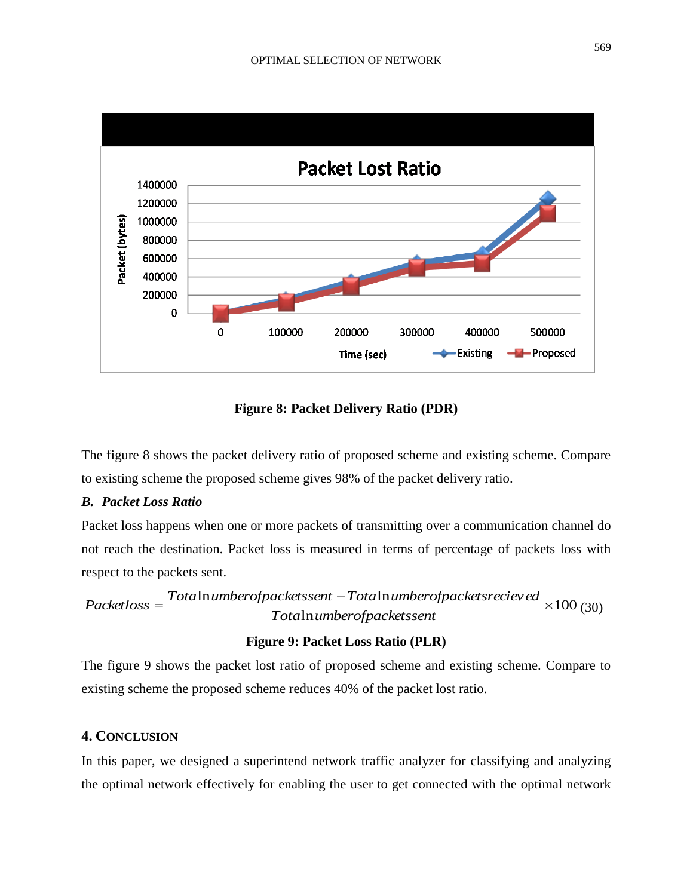Figure 8: Packet Delivery Ratio (PDR)

The figure 8 shows the packet delivery ratio of proposed scheme and existing scheme. Compare to existing scheme the proposed scheme gives 98% of the packet delivery ratio.

### *B. Packet Loss Ratio*

Packet loss happens when one or more packets of transmitting over a communication channel do not reach the destination. Packet loss is measured in terms of percentage of packets loss with respect to the packets sent.

$$Packetloss = \frac{Total\ln umberofpacketssent - Total\ln umberofpacketsreciev\,ed}{Total\ln umberofpacketssent} \times 100 \quad (30)$$

**Figure 9: Packet Loss Ratio (PLR)**

The figure 9 shows the packet lost ratio of proposed scheme and existing scheme. Compare to existing scheme the proposed scheme reduces 40% of the packet lost ratio.

## 4. CONCLUSION

In this paper, we designed a superintend network traffic analyzer for classifying and analyzing the optimal network effectively for enabling the user to get connected with the optimal network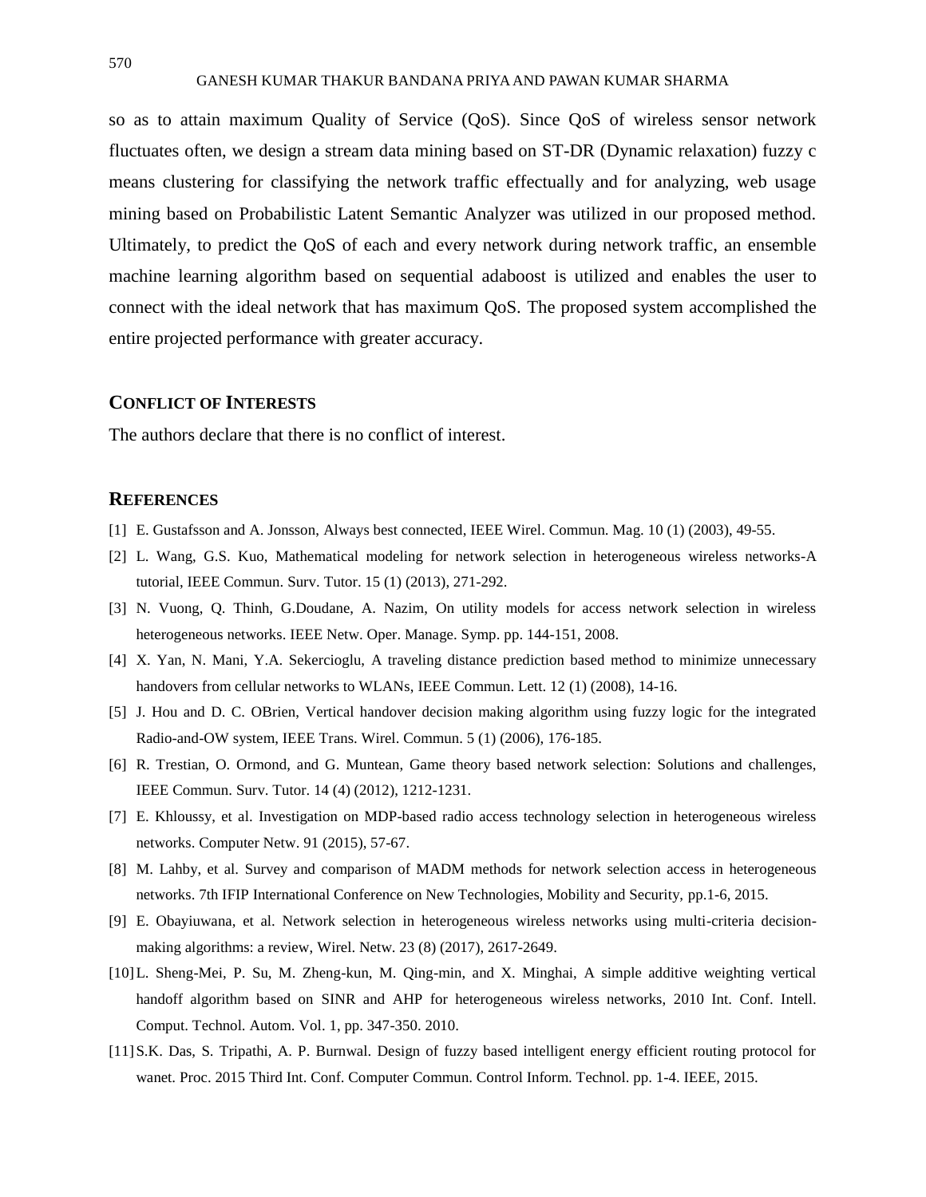so as to attain maximum Quality of Service (QoS). Since QoS of wireless sensor network fluctuates often, we design a stream data mining based on ST-DR (Dynamic relaxation) fuzzy c means clustering for classifying the network traffic effectually and for analyzing, web usage mining based on Probabilistic Latent Semantic Analyzer was utilized in our proposed method. Ultimately, to predict the QoS of each and every network during network traffic, an ensemble machine learning algorithm based on sequential adaboost is utilized and enables the user to connect with the ideal network that has maximum QoS. The proposed system accomplished the entire projected performance with greater accuracy.

## CONFLICT OF INTERESTS

The authors declare that there is no conflict of interest.

## REFERENCES

[1] E. Gustafsson and A. Jonsson, Always best connected, IEEE Wirel. Commun. Mag. 10 (1) (2003), 49-55.

[2] L. Wang, G.S. Kuo, Mathematical modeling for network selection in heterogeneous wireless networks-A tutorial, IEEE Commun. Surv. Tutor. 15 (1) (2013), 271-292.

[3] N. Vuong, Q. Thinh, G.Doudane, A. Nazim, On utility models for access network selection in wireless heterogeneous networks. IEEE Netw. Oper. Manage. Symp. pp. 144-151, 2008.

[4] X. Yan, N. Mani, Y.A. Sekercioglu, A traveling distance prediction based method to minimize unnecessary handovers from cellular networks to WLANs, IEEE Commun. Lett. 12 (1) (2008), 14-16.

[5] J. Hou and D. C. OBrien, Vertical handover decision making algorithm using fuzzy logic for the integrated Radio-and-OW system, IEEE Trans. Wirel. Commun. 5 (1) (2006), 176-185.

[6] R. Trestian, O. Ormond, and G. Muntean, Game theory based network selection: Solutions and challenges, IEEE Commun. Surv. Tutor. 14 (4) (2012), 1212-1231.

[7] E. Khloussy, et al. Investigation on MDP-based radio access technology selection in heterogeneous wireless networks. Computer Netw. 91 (2015), 57-67.

[8] M. Lahby, et al. Survey and comparison of MADM methods for network selection access in heterogeneous networks. 7th IFIP International Conference on New Technologies, Mobility and Security, pp.1-6, 2015.

[9] E. Obayiuwana, et al. Network selection in heterogeneous wireless networks using multi-criteria decision-making algorithms: a review, Wirel. Netw. 23 (8) (2017), 2617-2649.

[10] L. Sheng-Mei, P. Su, M. Zheng-kun, M. Qing-min, and X. Minghai, A simple additive weighting vertical handoff algorithm based on SINR and AHP for heterogeneous wireless networks, 2010 Int. Conf. Intell. Comput. Technol. Autom. Vol. 1, pp. 347-350. 2010.

[11] S.K. Das, S. Tripathi, A. P. Burnwal. Design of fuzzy based intelligent energy efficient routing protocol for wanet. Proc. 2015 Third Int. Conf. Computer Commun. Control Inform. Technol. pp. 1-4. IEEE, 2015.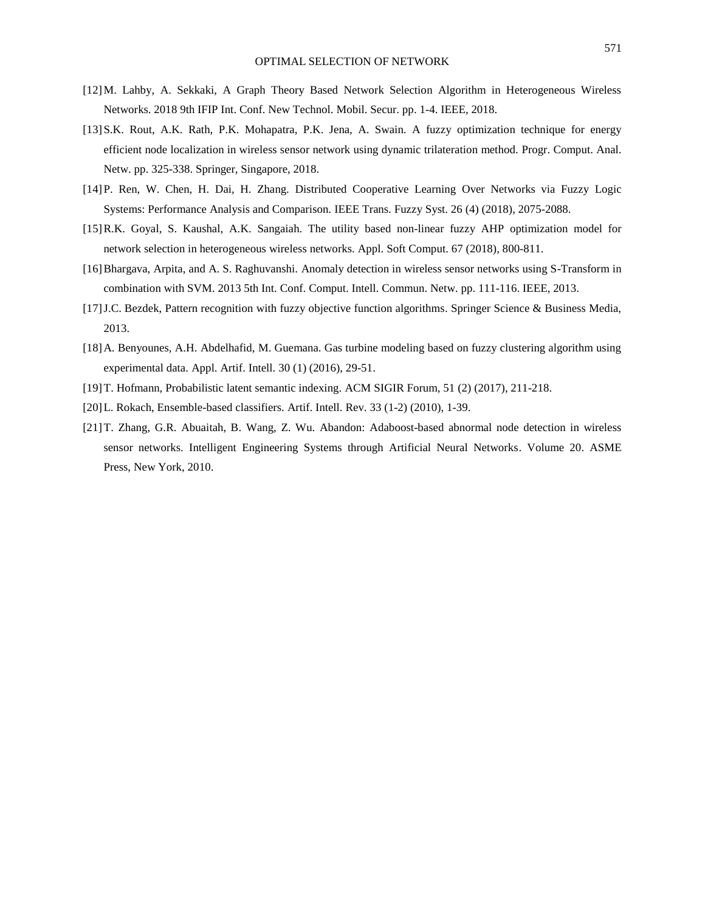[12] M. Lahby, A. Sekkaki, A Graph Theory Based Network Selection Algorithm in Heterogeneous Wireless Networks. 2018 9th IFIP Int. Conf. New Technol. Mobil. Secur. pp. 1-4. IEEE, 2018.

[13] S.K. Rout, A.K. Rath, P.K. Mohapatra, P.K. Jena, A. Swain. A fuzzy optimization technique for energy efficient node localization in wireless sensor network using dynamic trilateration method. Progr. Comput. Anal. Netw. pp. 325-338. Springer, Singapore, 2018.

[14] P. Ren, W. Chen, H. Dai, H. Zhang. Distributed Cooperative Learning Over Networks via Fuzzy Logic Systems: Performance Analysis and Comparison. IEEE Trans. Fuzzy Syst. 26 (4) (2018), 2075-2088.

[15] R.K. Goyal, S. Kaushal, A.K. Sangaiah. The utility based non-linear fuzzy AHP optimization model for network selection in heterogeneous wireless networks. Appl. Soft Comput. 67 (2018), 800-811.

[16] Bhargava, Arpita, and A. S. Raghuvanshi. Anomaly detection in wireless sensor networks using S-Transform in combination with SVM. 2013 5th Int. Conf. Comput. Intell. Commun. Netw. pp. 111-116. IEEE, 2013.

[17] J.C. Bezdek, Pattern recognition with fuzzy objective function algorithms. Springer Science & Business Media, 2013.

[18] A. Benyounes, A.H. Abdelhafid, M. Guemana. Gas turbine modeling based on fuzzy clustering algorithm using experimental data. Appl. Artif. Intell. 30 (1) (2016), 29-51.

[19] T. Hofmann, Probabilistic latent semantic indexing. ACM SIGIR Forum, 51 (2) (2017), 211-218.

[20] L. Rokach, Ensemble-based classifiers. Artif. Intell. Rev. 33 (1-2) (2010), 1-39.

[21] T. Zhang, G.R. Abuaitah, B. Wang, Z. Wu. Abandon: Adaboost-based abnormal node detection in wireless sensor networks. Intelligent Engineering Systems through Artificial Neural Networks. Volume 20. ASME Press, New York, 2010.